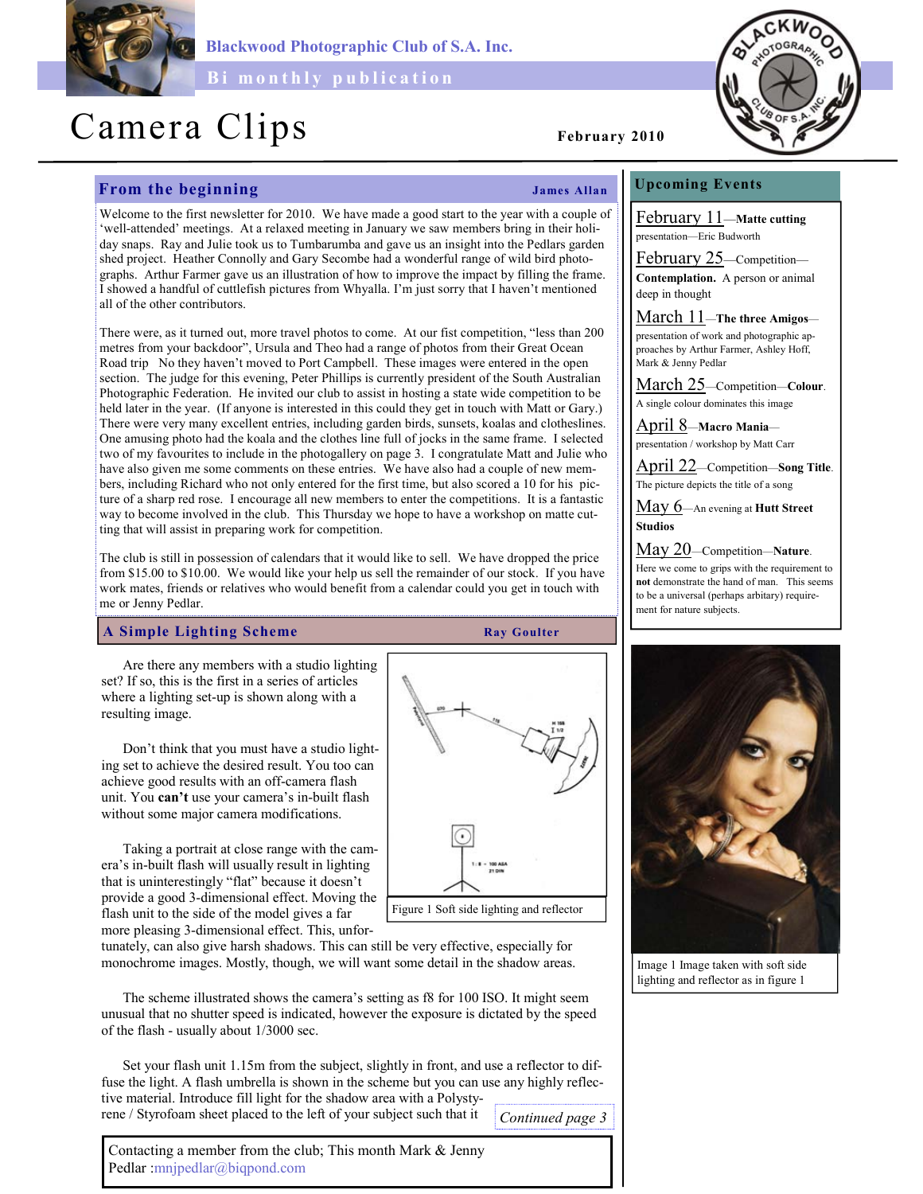Blackwood Photographic Club of S.A. Inc.

Bi monthly publication

# Camera Clips

February 2010

## From the beginning

**James Allan**

Welcome to the first newsletter for 2010. We have made a good start to the year with a couple of 'well-attended' meetings. At a relaxed meeting in January we saw members bring in their holiday snaps. Ray and Julie took us to Tumbarumba and gave us an insight into the Pedlars garden shed project. Heather Connolly and Gary Secombe had a wonderful range of wild bird photographs. Arthur Farmer gave us an illustration of how to improve the impact by filling the frame. I showed a handful of cuttlefish pictures from Whyalla. I'm just sorry that I haven't mentioned all of the other contributors.

There were, as it turned out, more travel photos to come. At our fist competition, "less than 200 metres from your backdoor", Ursula and Theo had a range of photos from their Great Ocean Road trip No they haven't moved to Port Campbell. These images were entered in the open section. The judge for this evening, Peter Phillips is currently president of the South Australian Photographic Federation. He invited our club to assist in hosting a state wide competition to be held later in the year. (If anyone is interested in this could they get in touch with Matt or Gary.) There were very many excellent entries, including garden birds, sunsets, koalas and clotheslines. One amusing photo had the koala and the clothes line full of jocks in the same frame. I selected two of my favourites to include in the photogallery on page 3. I congratulate Matt and Julie who have also given me some comments on these entries. We have also had a couple of new members, including Richard who not only entered for the first time, but also scored a 10 for his picture of a sharp red rose. I encourage all new members to enter the competitions. It is a fantastic way to become involved in the club. This Thursday we hope to have a workshop on matte cutting that will assist in preparing work for competition.

The club is still in possession of calendars that it would like to sell. We have dropped the price from $15.00 to $10.00. We would like your help us sell the remainder of our stock. If you have work mates, friends or relatives who would benefit from a calendar could you get in touch with me or Jenny Pedlar.

## A Simple Lighting Scheme

**Ray Goulter**

Are there any members with a studio lighting set? If so, this is the first in a series of articles where a lighting set-up is shown along with a resulting image.

Don't think that you must have a studio lighting set to achieve the desired result. You too can achieve good results with an off-camera flash unit. You **can't** use your camera's in-built flash without some major camera modifications.

Taking a portrait at close range with the camera's in-built flash will usually result in lighting that is uninterestingly "flat" because it doesn't provide a good 3-dimensional effect. Moving the flash unit to the side of the model gives a far more pleasing 3-dimensional effect. This, unfortunately, can also give harsh shadows. This can still be very effective, especially for monochrome images. Mostly, though, we will want some detail in the shadow areas.

Figure 1 Soft side lighting and reflector

The scheme illustrated shows the camera's setting as f8 for 100 ISO. It might seem unusual that no shutter speed is indicated, however the exposure is dictated by the speed of the flash - usually about 1/3000 sec.

Set your flash unit 1.15m from the subject, slightly in front, and use a reflector to diffuse the light. A flash umbrella is shown in the scheme but you can use any highly reflective material. Introduce fill light for the shadow area with a Polystyrene / Styrofoam sheet placed to the left of your subject such that it *Continued page 3*

Contacting a member from the club; This month Mark & Jenny Pedlar :mnjpedlar@biqpond.com

## Upcoming Events

**February 11**—**Matte cutting** presentation—Eric Budworth

**February 25**—Competition—**Contemplation.** A person or animal deep in thought

**March 11**—**The three Amigos**—presentation of work and photographic approaches by Arthur Farmer, Ashley Hoff, Mark & Jenny Pedlar

**March 25**—Competition—**Colour**. A single colour dominates this image

**April 8**—**Macro Mania**—presentation / workshop by Matt Carr

**April 22**—Competition—**Song Title**. The picture depicts the title of a song

**May 6**—An evening at **Hutt Street Studios**

**May 20**—Competition—**Nature**. Here we come to grips with the requirement to **not** demonstrate the hand of man. This seems to be a universal (perhaps arbitary) requirement for nature subjects.

Image 1 Image taken with soft side lighting and reflector as in figure 1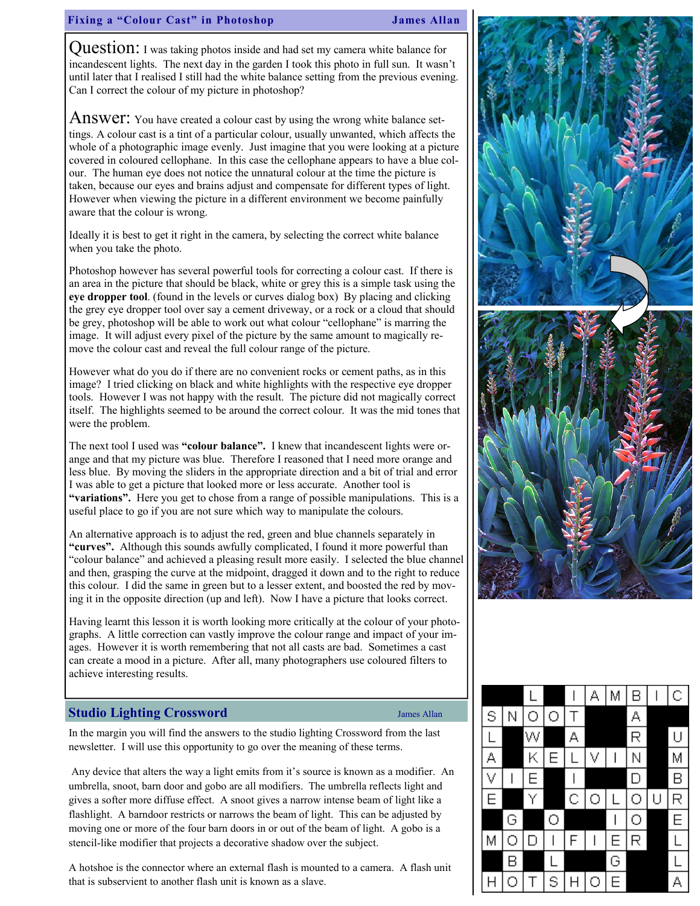## Fixing a "Colour Cast" in Photoshop

James Allan

**Question:** I was taking photos inside and had set my camera white balance for incandescent lights. The next day in the garden I took this photo in full sun. It wasn't until later that I realised I still had the white balance setting from the previous evening. Can I correct the colour of my picture in photoshop?

**Answer:** You have created a colour cast by using the wrong white balance settings. A colour cast is a tint of a particular colour, usually unwanted, which affects the whole of a photographic image evenly. Just imagine that you were looking at a picture covered in coloured cellophane. In this case the cellophane appears to have a blue colour. The human eye does not notice the unnatural colour at the time the picture is taken, because our eyes and brains adjust and compensate for different types of light. However when viewing the picture in a different environment we become painfully aware that the colour is wrong.

Ideally it is best to get it right in the camera, by selecting the correct white balance when you take the photo.

Photoshop however has several powerful tools for correcting a colour cast. If there is an area in the picture that should be black, white or grey this is a simple task using the **eye dropper tool**. (found in the levels or curves dialog box) By placing and clicking the grey eye dropper tool over say a cement driveway, or a rock or a cloud that should be grey, photoshop will be able to work out what colour "cellophane" is marring the image. It will adjust every pixel of the picture by the same amount to magically remove the colour cast and reveal the full colour range of the picture.

However what do you do if there are no convenient rocks or cement paths, as in this image? I tried clicking on black and white highlights with the respective eye dropper tools. However I was not happy with the result. The picture did not magically correct itself. The highlights seemed to be around the correct colour. It was the mid tones that were the problem.

The next tool I used was **"colour balance".** I knew that incandescent lights were orange and that my picture was blue. Therefore I reasoned that I need more orange and less blue. By moving the sliders in the appropriate direction and a bit of trial and error I was able to get a picture that looked more or less accurate. Another tool is **"variations".** Here you get to chose from a range of possible manipulations. This is a useful place to go if you are not sure which way to manipulate the colours.

An alternative approach is to adjust the red, green and blue channels separately in **"curves".** Although this sounds awfully complicated, I found it more powerful than "colour balance" and achieved a pleasing result more easily. I selected the blue channel and then, grasping the curve at the midpoint, dragged it down and to the right to reduce this colour. I did the same in green but to a lesser extent, and boosted the red by moving it in the opposite direction (up and left). Now I have a picture that looks correct.

Having learnt this lesson it is worth looking more critically at the colour of your photographs. A little correction can vastly improve the colour range and impact of your images. However it is worth remembering that not all casts are bad. Sometimes a cast can create a mood in a picture. After all, many photographers use coloured filters to achieve interesting results.

## Studio Lighting Crossword

James Allan

In the margin you will find the answers to the studio lighting Crossword from the last newsletter. I will use this opportunity to go over the meaning of these terms.

Any device that alters the way a light emits from it's source is known as a modifier. An umbrella, snoot, barn door and gobo are all modifiers. The umbrella reflects light and gives a softer more diffuse effect. A snoot gives a narrow intense beam of light like a flashlight. A barndoor restricts or narrows the beam of light. This can be adjusted by moving one or more of the four barn doors in or out of the beam of light. A gobo is a stencil-like modifier that projects a decorative shadow over the subject.

A hotshoe is the connector where an external flash is mounted to a camera. A flash unit that is subservient to another flash unit is known as a slave.

| | | | | | | | | | |
|---|---|---|---|---|---|---|---|---|---|
| | | L | | I | A | M | B | I | C |
| S | N | O | O | T | | | A | | |
| L | | W | | A | | | R | | U |
| A | | K | E | L | V | I | N | | M |
| V | I | E | | I | | | D | | B |
| E | | Y | | C | O | L | O | U | R |
| | G | | O | | | I | O | | E |
| M | O | D | I | F | I | E | R | | L |
| | B | | L | | | G | | | L |
| H | O | T | S | H | O | E | | | A |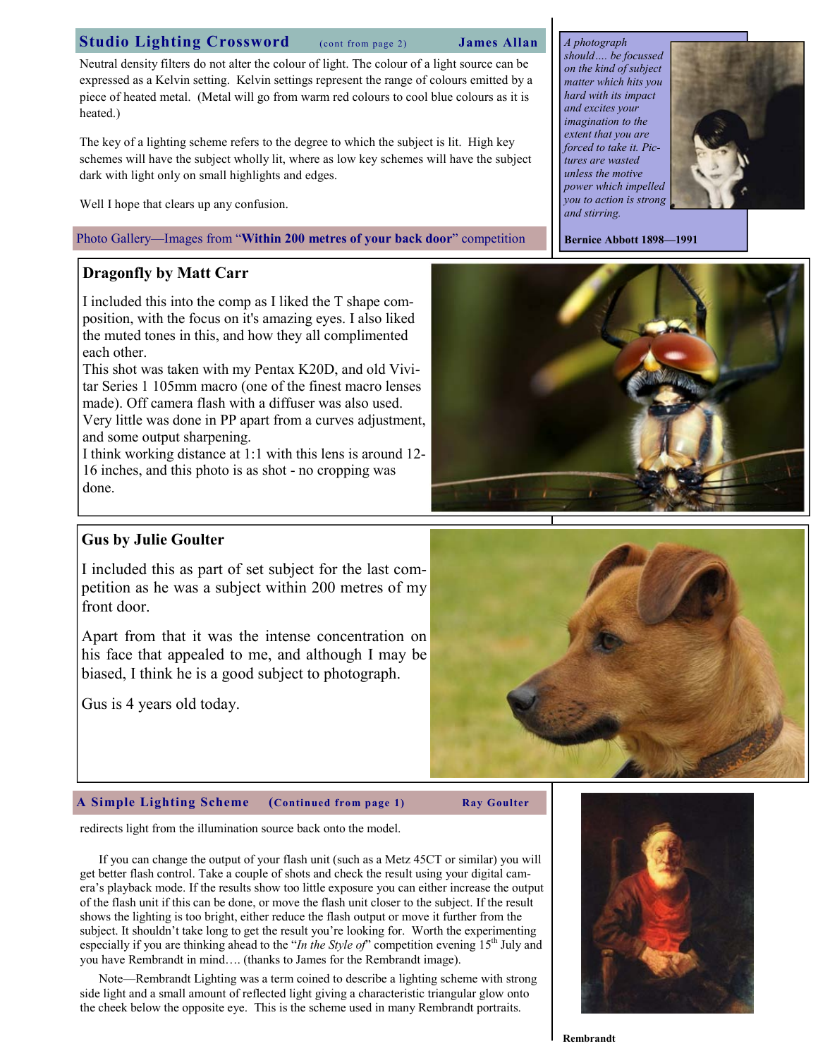## Studio Lighting Crossword (cont from page 2) James Allan

Neutral density filters do not alter the colour of light. The colour of a light source can be expressed as a Kelvin setting. Kelvin settings represent the range of colours emitted by a piece of heated metal. (Metal will go from warm red colours to cool blue colours as it is heated.)

The key of a lighting scheme refers to the degree to which the subject is lit. High key schemes will have the subject wholly lit, where as low key schemes will have the subject dark with light only on small highlights and edges.

Well I hope that clears up any confusion.

*A photograph should…. be focussed on the kind of subject matter which hits you hard with its impact and excites your imagination to the extent that you are forced to take it. Pictures are wasted unless the motive power which impelled you to action is strong and stirring.*

**Bernice Abbott 1898—1991**

## Photo Gallery—Images from "**Within 200 metres of your back door**" competition

### Dragonfly by Matt Carr

I included this into the comp as I liked the T shape composition, with the focus on it's amazing eyes. I also liked the muted tones in this, and how they all complimented each other.

This shot was taken with my Pentax K20D, and old Vivitar Series 1 105mm macro (one of the finest macro lenses made). Off camera flash with a diffuser was also used.

Very little was done in PP apart from a curves adjustment, and some output sharpening.

I think working distance at 1:1 with this lens is around 12-16 inches, and this photo is as shot - no cropping was done.

### Gus by Julie Goulter

I included this as part of set subject for the last competition as he was a subject within 200 metres of my front door.

Apart from that it was the intense concentration on his face that appealed to me, and although I may be biased, I think he is a good subject to photograph.

Gus is 4 years old today.

## A Simple Lighting Scheme (Continued from page 1) Ray Goulter

redirects light from the illumination source back onto the model.

If you can change the output of your flash unit (such as a Metz 45CT or similar) you will get better flash control. Take a couple of shots and check the result using your digital camera's playback mode. If the results show too little exposure you can either increase the output of the flash unit if this can be done, or move the flash unit closer to the subject. If the result shows the lighting is too bright, either reduce the flash output or move it further from the subject. It shouldn't take long to get the result you're looking for. Worth the experimenting especially if you are thinking ahead to the "*In the Style of*" competition evening 15th July and you have Rembrandt in mind…. (thanks to James for the Rembrandt image).

Note—Rembrandt Lighting was a term coined to describe a lighting scheme with strong side light and a small amount of reflected light giving a characteristic triangular glow onto the cheek below the opposite eye. This is the scheme used in many Rembrandt portraits.

**Rembrandt**